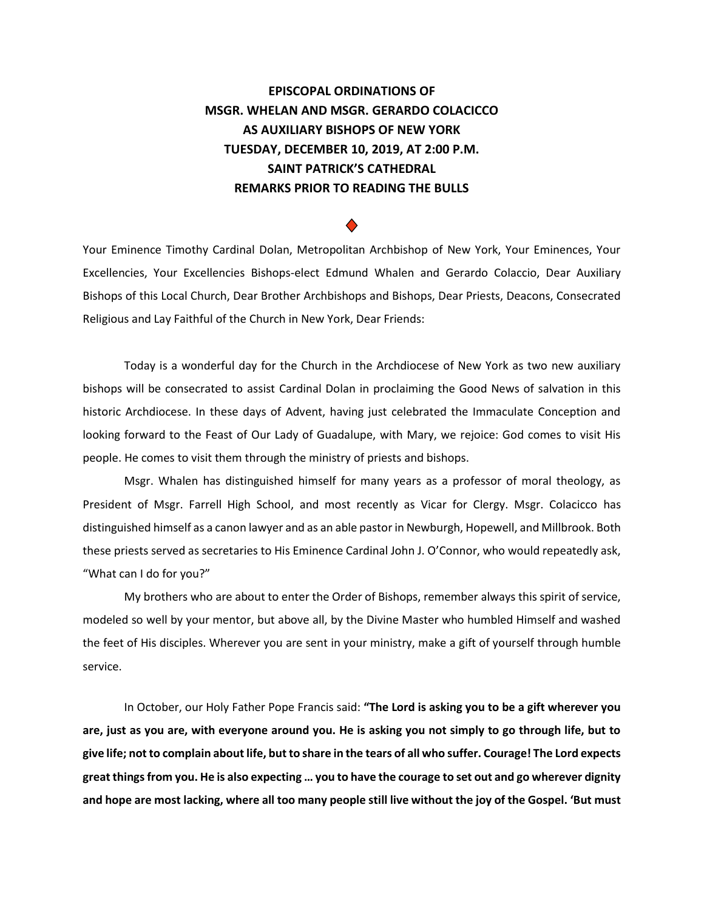# EPISCOPAL ORDINATIONS OF MSGR. WHELAN AND MSGR. GERARDO COLACICCO AS AUXILIARY BISHOPS OF NEW YORK TUESDAY, DECEMBER 10, 2019, AT 2:00 P.M. SAINT PATRICK'S CATHEDRAL REMARKS PRIOR TO READING THE BULLS

◆

Your Eminence Timothy Cardinal Dolan, Metropolitan Archbishop of New York, Your Eminences, Your Excellencies, Your Excellencies Bishops-elect Edmund Whalen and Gerardo Colaccio, Dear Auxiliary Bishops of this Local Church, Dear Brother Archbishops and Bishops, Dear Priests, Deacons, Consecrated Religious and Lay Faithful of the Church in New York, Dear Friends:

Today is a wonderful day for the Church in the Archdiocese of New York as two new auxiliary bishops will be consecrated to assist Cardinal Dolan in proclaiming the Good News of salvation in this historic Archdiocese. In these days of Advent, having just celebrated the Immaculate Conception and looking forward to the Feast of Our Lady of Guadalupe, with Mary, we rejoice: God comes to visit His people. He comes to visit them through the ministry of priests and bishops.

Msgr. Whalen has distinguished himself for many years as a professor of moral theology, as President of Msgr. Farrell High School, and most recently as Vicar for Clergy. Msgr. Colacicco has distinguished himself as a canon lawyer and as an able pastor in Newburgh, Hopewell, and Millbrook. Both these priests served as secretaries to His Eminence Cardinal John J. O'Connor, who would repeatedly ask, "What can I do for you?"

My brothers who are about to enter the Order of Bishops, remember always this spirit of service, modeled so well by your mentor, but above all, by the Divine Master who humbled Himself and washed the feet of His disciples. Wherever you are sent in your ministry, make a gift of yourself through humble service.

In October, our Holy Father Pope Francis said: **"The Lord is asking you to be a gift wherever you are, just as you are, with everyone around you. He is asking you not simply to go through life, but to give life; not to complain about life, but to share in the tears of all who suffer. Courage! The Lord expects great things from you. He is also expecting … you to have the courage to set out and go wherever dignity and hope are most lacking, where all too many people still live without the joy of the Gospel. 'But must**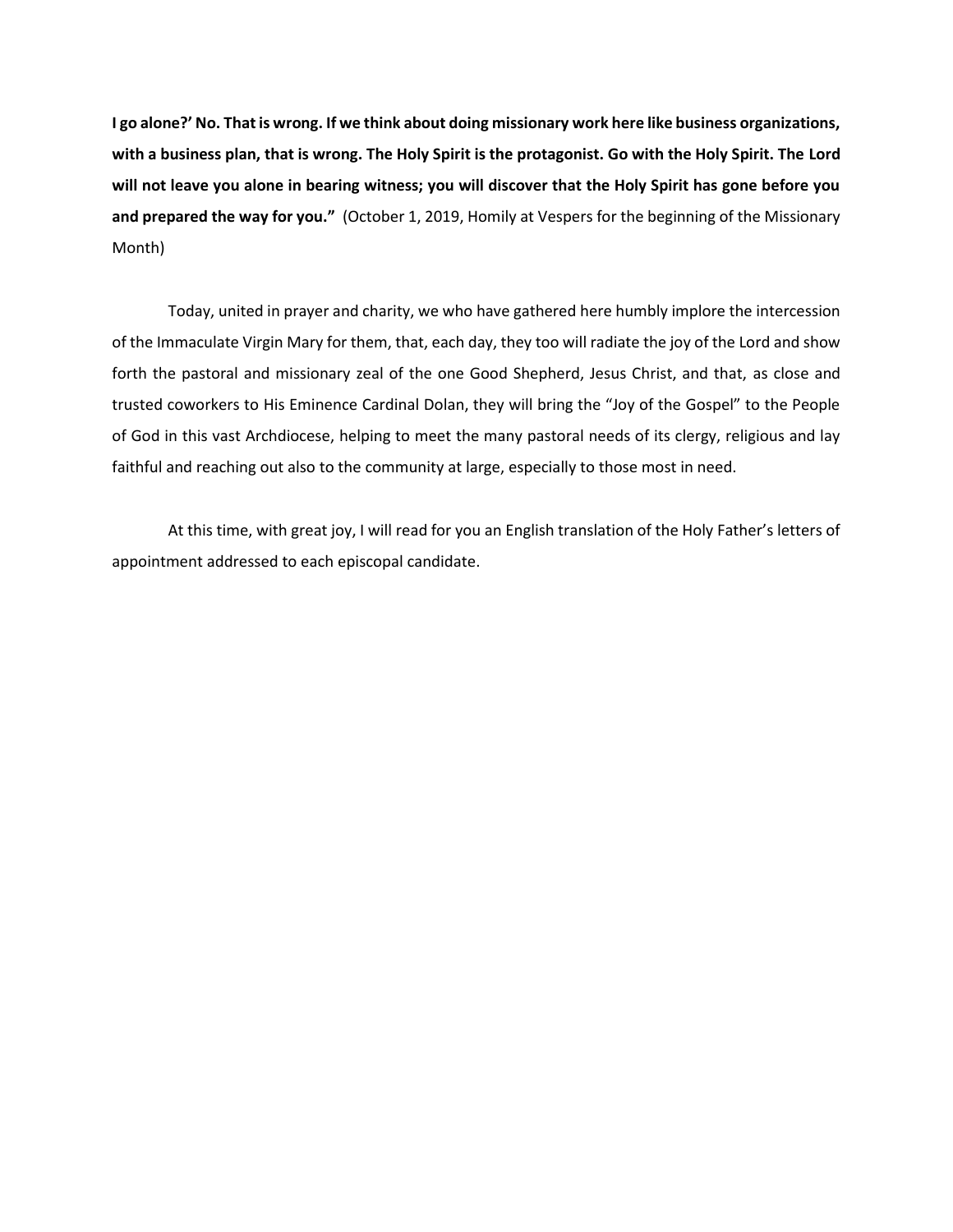**I go alone?' No. That is wrong. If we think about doing missionary work here like business organizations, with a business plan, that is wrong. The Holy Spirit is the protagonist. Go with the Holy Spirit. The Lord will not leave you alone in bearing witness; you will discover that the Holy Spirit has gone before you and prepared the way for you."** (October 1, 2019, Homily at Vespers for the beginning of the Missionary Month)

Today, united in prayer and charity, we who have gathered here humbly implore the intercession of the Immaculate Virgin Mary for them, that, each day, they too will radiate the joy of the Lord and show forth the pastoral and missionary zeal of the one Good Shepherd, Jesus Christ, and that, as close and trusted coworkers to His Eminence Cardinal Dolan, they will bring the "Joy of the Gospel" to the People of God in this vast Archdiocese, helping to meet the many pastoral needs of its clergy, religious and lay faithful and reaching out also to the community at large, especially to those most in need.

At this time, with great joy, I will read for you an English translation of the Holy Father's letters of appointment addressed to each episcopal candidate.